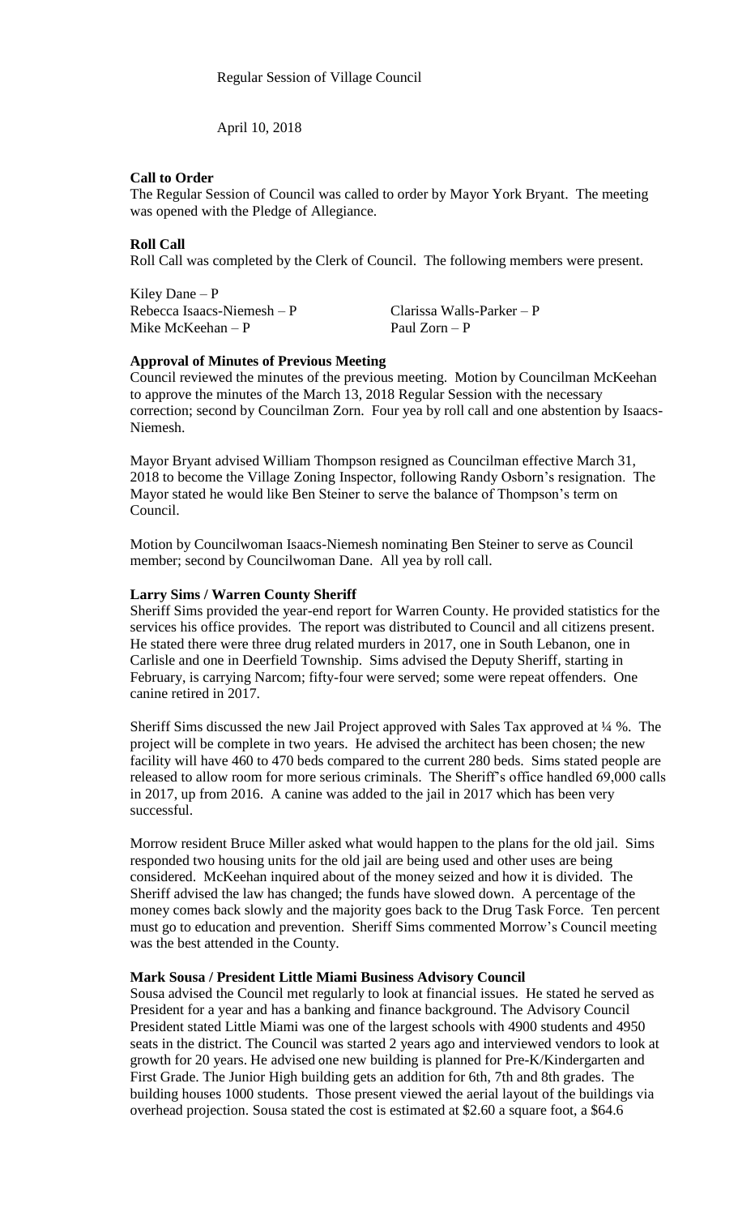Regular Session of Village Council

April 10, 2018

**Call to Order**

The Regular Session of Council was called to order by Mayor York Bryant. The meeting was opened with the Pledge of Allegiance.

**Roll Call**

Roll Call was completed by the Clerk of Council. The following members were present.

Kiley Dane – P
Rebecca Isaacs-Niemesh – P
Clarissa Walls-Parker – P
Mike McKeehan – P
Paul Zorn – P

**Approval of Minutes of Previous Meeting**

Council reviewed the minutes of the previous meeting. Motion by Councilman McKeehan to approve the minutes of the March 13, 2018 Regular Session with the necessary correction; second by Councilman Zorn. Four yea by roll call and one abstention by Isaacs-Niemesh.

Mayor Bryant advised William Thompson resigned as Councilman effective March 31, 2018 to become the Village Zoning Inspector, following Randy Osborn's resignation. The Mayor stated he would like Ben Steiner to serve the balance of Thompson's term on Council.

Motion by Councilwoman Isaacs-Niemesh nominating Ben Steiner to serve as Council member; second by Councilwoman Dane. All yea by roll call.

**Larry Sims / Warren County Sheriff**

Sheriff Sims provided the year-end report for Warren County. He provided statistics for the services his office provides. The report was distributed to Council and all citizens present. He stated there were three drug related murders in 2017, one in South Lebanon, one in Carlisle and one in Deerfield Township. Sims advised the Deputy Sheriff, starting in February, is carrying Narcom; fifty-four were served; some were repeat offenders. One canine retired in 2017.

Sheriff Sims discussed the new Jail Project approved with Sales Tax approved at ¼ %. The project will be complete in two years. He advised the architect has been chosen; the new facility will have 460 to 470 beds compared to the current 280 beds. Sims stated people are released to allow room for more serious criminals. The Sheriff's office handled 69,000 calls in 2017, up from 2016. A canine was added to the jail in 2017 which has been very successful.

Morrow resident Bruce Miller asked what would happen to the plans for the old jail. Sims responded two housing units for the old jail are being used and other uses are being considered. McKeehan inquired about of the money seized and how it is divided. The Sheriff advised the law has changed; the funds have slowed down. A percentage of the money comes back slowly and the majority goes back to the Drug Task Force. Ten percent must go to education and prevention. Sheriff Sims commented Morrow's Council meeting was the best attended in the County.

**Mark Sousa / President Little Miami Business Advisory Council**

Sousa advised the Council met regularly to look at financial issues. He stated he served as President for a year and has a banking and finance background. The Advisory Council President stated Little Miami was one of the largest schools with 4900 students and 4950 seats in the district. The Council was started 2 years ago and interviewed vendors to look at growth for 20 years. He advised one new building is planned for Pre-K/Kindergarten and First Grade. The Junior High building gets an addition for 6th, 7th and 8th grades. The building houses 1000 students. Those present viewed the aerial layout of the buildings via overhead projection. Sousa stated the cost is estimated at $2.60 a square foot, a $64.6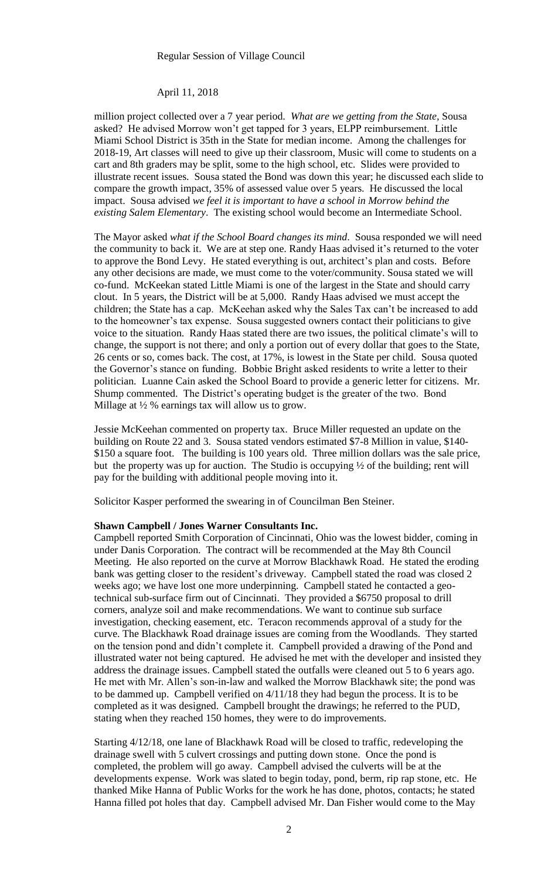million project collected over a 7 year period. *What are we getting from the State*, Sousa asked? He advised Morrow won't get tapped for 3 years, ELPP reimbursement. Little Miami School District is 35th in the State for median income. Among the challenges for 2018-19, Art classes will need to give up their classroom, Music will come to students on a cart and 8th graders may be split, some to the high school, etc. Slides were provided to illustrate recent issues. Sousa stated the Bond was down this year; he discussed each slide to compare the growth impact, 35% of assessed value over 5 years. He discussed the local impact. Sousa advised *we feel it is important to have a school in Morrow behind the existing Salem Elementary*. The existing school would become an Intermediate School.

The Mayor asked *what if the School Board changes its mind*. Sousa responded we will need the community to back it. We are at step one. Randy Haas advised it's returned to the voter to approve the Bond Levy. He stated everything is out, architect's plan and costs. Before any other decisions are made, we must come to the voter/community. Sousa stated we will co-fund. McKeekan stated Little Miami is one of the largest in the State and should carry clout. In 5 years, the District will be at 5,000. Randy Haas advised we must accept the children; the State has a cap. McKeehan asked why the Sales Tax can't be increased to add to the homeowner's tax expense. Sousa suggested owners contact their politicians to give voice to the situation. Randy Haas stated there are two issues, the political climate's will to change, the support is not there; and only a portion out of every dollar that goes to the State, 26 cents or so, comes back. The cost, at 17%, is lowest in the State per child. Sousa quoted the Governor's stance on funding. Bobbie Bright asked residents to write a letter to their politician. Luanne Cain asked the School Board to provide a generic letter for citizens. Mr. Shump commented. The District's operating budget is the greater of the two. Bond Millage at ½ % earnings tax will allow us to grow.

Jessie McKeehan commented on property tax. Bruce Miller requested an update on the building on Route 22 and 3. Sousa stated vendors estimated $7-8 Million in value, $140-$150 a square foot. The building is 100 years old. Three million dollars was the sale price, but the property was up for auction. The Studio is occupying ½ of the building; rent will pay for the building with additional people moving into it.

Solicitor Kasper performed the swearing in of Councilman Ben Steiner.

**Shawn Campbell / Jones Warner Consultants Inc.**

Campbell reported Smith Corporation of Cincinnati, Ohio was the lowest bidder, coming in under Danis Corporation. The contract will be recommended at the May 8th Council Meeting. He also reported on the curve at Morrow Blackhawk Road. He stated the eroding bank was getting closer to the resident's driveway. Campbell stated the road was closed 2 weeks ago; we have lost one more underpinning. Campbell stated he contacted a geo-technical sub-surface firm out of Cincinnati. They provided a $6750 proposal to drill corners, analyze soil and make recommendations. We want to continue sub surface investigation, checking easement, etc. Teracon recommends approval of a study for the curve. The Blackhawk Road drainage issues are coming from the Woodlands. They started on the tension pond and didn't complete it. Campbell provided a drawing of the Pond and illustrated water not being captured. He advised he met with the developer and insisted they address the drainage issues. Campbell stated the outfalls were cleaned out 5 to 6 years ago. He met with Mr. Allen's son-in-law and walked the Morrow Blackhawk site; the pond was to be dammed up. Campbell verified on 4/11/18 they had begun the process. It is to be completed as it was designed. Campbell brought the drawings; he referred to the PUD, stating when they reached 150 homes, they were to do improvements.

Starting 4/12/18, one lane of Blackhawk Road will be closed to traffic, redeveloping the drainage swell with 5 culvert crossings and putting down stone. Once the pond is completed, the problem will go away. Campbell advised the culverts will be at the developments expense. Work was slated to begin today, pond, berm, rip rap stone, etc. He thanked Mike Hanna of Public Works for the work he has done, photos, contacts; he stated Hanna filled pot holes that day. Campbell advised Mr. Dan Fisher would come to the May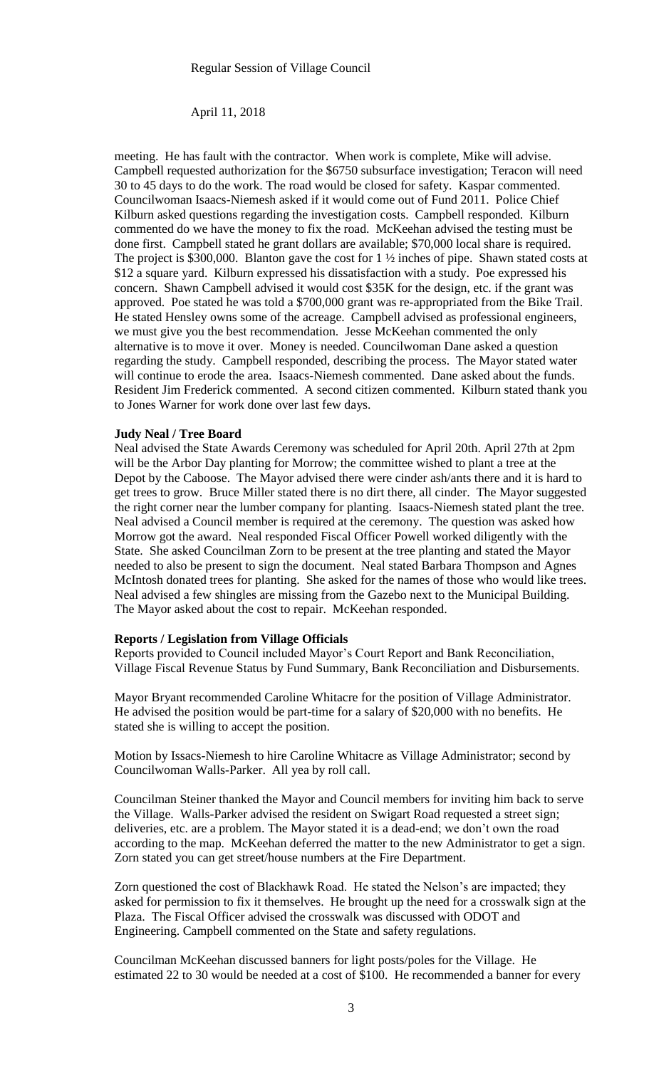meeting. He has fault with the contractor. When work is complete, Mike will advise. Campbell requested authorization for the $6750 subsurface investigation; Teracon will need 30 to 45 days to do the work. The road would be closed for safety. Kaspar commented. Councilwoman Isaacs-Niemesh asked if it would come out of Fund 2011. Police Chief Kilburn asked questions regarding the investigation costs. Campbell responded. Kilburn commented do we have the money to fix the road. McKeehan advised the testing must be done first. Campbell stated he grant dollars are available; $70,000 local share is required. The project is $300,000. Blanton gave the cost for 1 ½ inches of pipe. Shawn stated costs at $12 a square yard. Kilburn expressed his dissatisfaction with a study. Poe expressed his concern. Shawn Campbell advised it would cost $35K for the design, etc. if the grant was approved. Poe stated he was told a $700,000 grant was re-appropriated from the Bike Trail. He stated Hensley owns some of the acreage. Campbell advised as professional engineers, we must give you the best recommendation. Jesse McKeehan commented the only alternative is to move it over. Money is needed. Councilwoman Dane asked a question regarding the study. Campbell responded, describing the process. The Mayor stated water will continue to erode the area. Isaacs-Niemesh commented. Dane asked about the funds. Resident Jim Frederick commented. A second citizen commented. Kilburn stated thank you to Jones Warner for work done over last few days.

**Judy Neal / Tree Board**

Neal advised the State Awards Ceremony was scheduled for April 20th. April 27th at 2pm will be the Arbor Day planting for Morrow; the committee wished to plant a tree at the Depot by the Caboose. The Mayor advised there were cinder ash/ants there and it is hard to get trees to grow. Bruce Miller stated there is no dirt there, all cinder. The Mayor suggested the right corner near the lumber company for planting. Isaacs-Niemesh stated plant the tree. Neal advised a Council member is required at the ceremony. The question was asked how Morrow got the award. Neal responded Fiscal Officer Powell worked diligently with the State. She asked Councilman Zorn to be present at the tree planting and stated the Mayor needed to also be present to sign the document. Neal stated Barbara Thompson and Agnes McIntosh donated trees for planting. She asked for the names of those who would like trees. Neal advised a few shingles are missing from the Gazebo next to the Municipal Building. The Mayor asked about the cost to repair. McKeehan responded.

**Reports / Legislation from Village Officials**

Reports provided to Council included Mayor's Court Report and Bank Reconciliation, Village Fiscal Revenue Status by Fund Summary, Bank Reconciliation and Disbursements.

Mayor Bryant recommended Caroline Whitacre for the position of Village Administrator. He advised the position would be part-time for a salary of $20,000 with no benefits. He stated she is willing to accept the position.

Motion by Issacs-Niemesh to hire Caroline Whitacre as Village Administrator; second by Councilwoman Walls-Parker. All yea by roll call.

Councilman Steiner thanked the Mayor and Council members for inviting him back to serve the Village. Walls-Parker advised the resident on Swigart Road requested a street sign; deliveries, etc. are a problem. The Mayor stated it is a dead-end; we don't own the road according to the map. McKeehan deferred the matter to the new Administrator to get a sign. Zorn stated you can get street/house numbers at the Fire Department.

Zorn questioned the cost of Blackhawk Road. He stated the Nelson's are impacted; they asked for permission to fix it themselves. He brought up the need for a crosswalk sign at the Plaza. The Fiscal Officer advised the crosswalk was discussed with ODOT and Engineering. Campbell commented on the State and safety regulations.

Councilman McKeehan discussed banners for light posts/poles for the Village. He estimated 22 to 30 would be needed at a cost of $100. He recommended a banner for every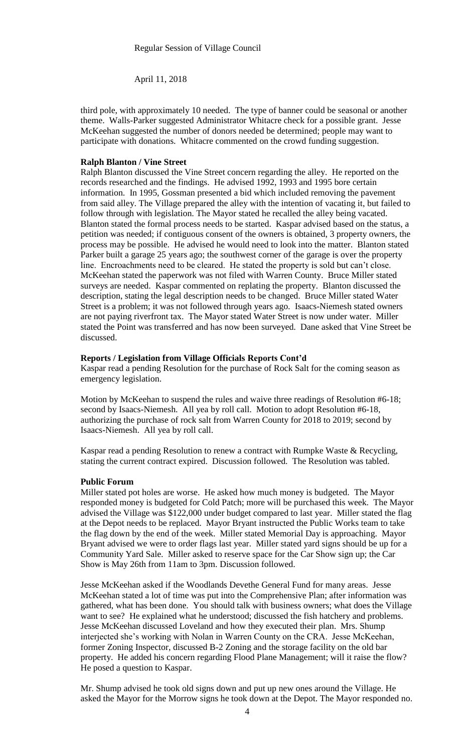third pole, with approximately 10 needed. The type of banner could be seasonal or another theme. Walls-Parker suggested Administrator Whitacre check for a possible grant. Jesse McKeehan suggested the number of donors needed be determined; people may want to participate with donations. Whitacre commented on the crowd funding suggestion.

**Ralph Blanton / Vine Street**

Ralph Blanton discussed the Vine Street concern regarding the alley. He reported on the records researched and the findings. He advised 1992, 1993 and 1995 bore certain information. In 1995, Gossman presented a bid which included removing the pavement from said alley. The Village prepared the alley with the intention of vacating it, but failed to follow through with legislation. The Mayor stated he recalled the alley being vacated. Blanton stated the formal process needs to be started. Kaspar advised based on the status, a petition was needed; if contiguous consent of the owners is obtained, 3 property owners, the process may be possible. He advised he would need to look into the matter. Blanton stated Parker built a garage 25 years ago; the southwest corner of the garage is over the property line. Encroachments need to be cleared. He stated the property is sold but can't close. McKeehan stated the paperwork was not filed with Warren County. Bruce Miller stated surveys are needed. Kaspar commented on replating the property. Blanton discussed the description, stating the legal description needs to be changed. Bruce Miller stated Water Street is a problem; it was not followed through years ago. Isaacs-Niemesh stated owners are not paying riverfront tax. The Mayor stated Water Street is now under water. Miller stated the Point was transferred and has now been surveyed. Dane asked that Vine Street be discussed.

**Reports / Legislation from Village Officials Reports Cont'd**

Kaspar read a pending Resolution for the purchase of Rock Salt for the coming season as emergency legislation.

Motion by McKeehan to suspend the rules and waive three readings of Resolution #6-18; second by Isaacs-Niemesh. All yea by roll call. Motion to adopt Resolution #6-18, authorizing the purchase of rock salt from Warren County for 2018 to 2019; second by Isaacs-Niemesh. All yea by roll call.

Kaspar read a pending Resolution to renew a contract with Rumpke Waste & Recycling, stating the current contract expired. Discussion followed. The Resolution was tabled.

**Public Forum**

Miller stated pot holes are worse. He asked how much money is budgeted. The Mayor responded money is budgeted for Cold Patch; more will be purchased this week. The Mayor advised the Village was $122,000 under budget compared to last year. Miller stated the flag at the Depot needs to be replaced. Mayor Bryant instructed the Public Works team to take the flag down by the end of the week. Miller stated Memorial Day is approaching. Mayor Bryant advised we were to order flags last year. Miller stated yard signs should be up for a Community Yard Sale. Miller asked to reserve space for the Car Show sign up; the Car Show is May 26th from 11am to 3pm. Discussion followed.

Jesse McKeehan asked if the Woodlands Devethe General Fund for many areas. Jesse McKeehan stated a lot of time was put into the Comprehensive Plan; after information was gathered, what has been done. You should talk with business owners; what does the Village want to see? He explained what he understood; discussed the fish hatchery and problems. Jesse McKeehan discussed Loveland and how they executed their plan. Mrs. Shump interjected she's working with Nolan in Warren County on the CRA. Jesse McKeehan, former Zoning Inspector, discussed B-2 Zoning and the storage facility on the old bar property. He added his concern regarding Flood Plane Management; will it raise the flow? He posed a question to Kaspar.

Mr. Shump advised he took old signs down and put up new ones around the Village. He asked the Mayor for the Morrow signs he took down at the Depot. The Mayor responded no.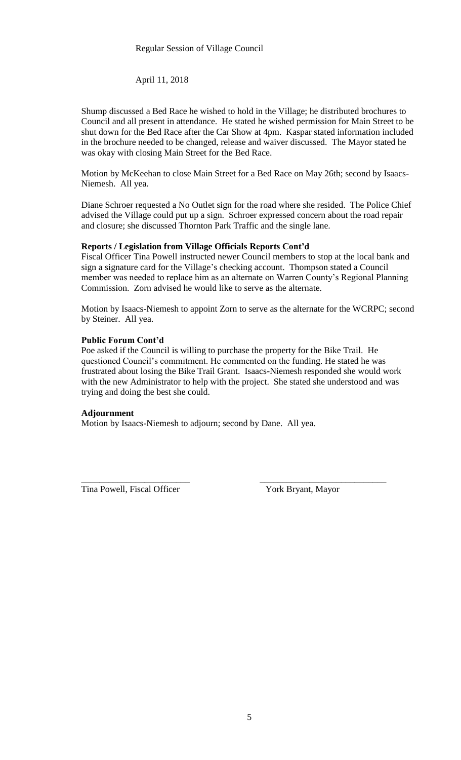Regular Session of Village Council

April 11, 2018

Shump discussed a Bed Race he wished to hold in the Village; he distributed brochures to Council and all present in attendance. He stated he wished permission for Main Street to be shut down for the Bed Race after the Car Show at 4pm. Kaspar stated information included in the brochure needed to be changed, release and waiver discussed. The Mayor stated he was okay with closing Main Street for the Bed Race.

Motion by McKeehan to close Main Street for a Bed Race on May 26th; second by Isaacs-Niemesh. All yea.

Diane Schroer requested a No Outlet sign for the road where she resided. The Police Chief advised the Village could put up a sign. Schroer expressed concern about the road repair and closure; she discussed Thornton Park Traffic and the single lane.

**Reports / Legislation from Village Officials Reports Cont'd**

Fiscal Officer Tina Powell instructed newer Council members to stop at the local bank and sign a signature card for the Village's checking account. Thompson stated a Council member was needed to replace him as an alternate on Warren County's Regional Planning Commission. Zorn advised he would like to serve as the alternate.

Motion by Isaacs-Niemesh to appoint Zorn to serve as the alternate for the WCRPC; second by Steiner. All yea.

**Public Forum Cont'd**

Poe asked if the Council is willing to purchase the property for the Bike Trail. He questioned Council's commitment. He commented on the funding. He stated he was frustrated about losing the Bike Trail Grant. Isaacs-Niemesh responded she would work with the new Administrator to help with the project. She stated she understood and was trying and doing the best she could.

**Adjournment**

Motion by Isaacs-Niemesh to adjourn; second by Dane. All yea.

\_\_\_\_\_\_\_\_\_\_\_\_\_\_\_\_\_\_\_\_\_\_\_\_ \_\_\_\_\_\_\_\_\_\_\_\_\_\_\_\_\_\_\_\_\_\_\_\_\_\_\_\_

Tina Powell, Fiscal Officer York Bryant, Mayor